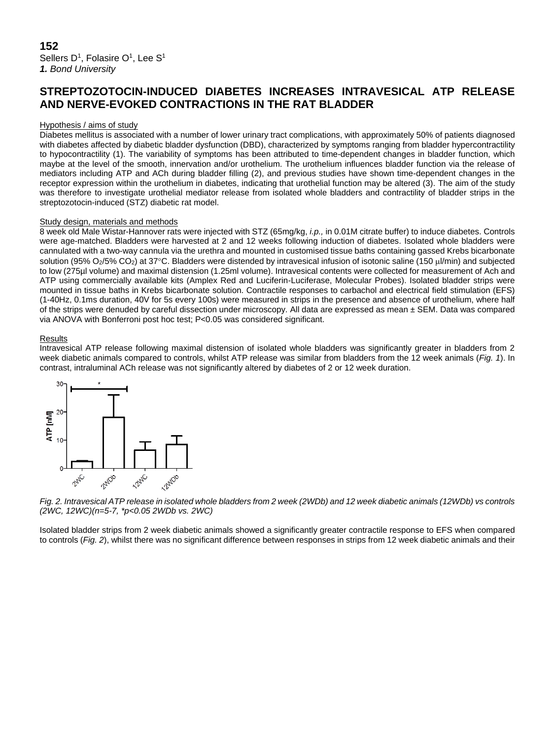**152**
Sellers D[1], Folasire O[1], Lee S[1]
***1.** Bond University*

# STREPTOZOTOCIN-INDUCED DIABETES INCREASES INTRAVESICAL ATP RELEASE AND NERVE-EVOKED CONTRACTIONS IN THE RAT BLADDER

## Hypothesis / aims of study

Diabetes mellitus is associated with a number of lower urinary tract complications, with approximately 50% of patients diagnosed with diabetes affected by diabetic bladder dysfunction (DBD), characterized by symptoms ranging from bladder hypercontractility to hypocontractility (1). The variability of symptoms has been attributed to time-dependent changes in bladder function, which maybe at the level of the smooth, innervation and/or urothelium. The urothelium influences bladder function via the release of mediators including ATP and ACh during bladder filling (2), and previous studies have shown time-dependent changes in the receptor expression within the urothelium in diabetes, indicating that urothelial function may be altered (3). The aim of the study was therefore to investigate urothelial mediator release from isolated whole bladders and contractility of bladder strips in the streptozotocin-induced (STZ) diabetic rat model.

## Study design, materials and methods

8 week old Male Wistar-Hannover rats were injected with STZ (65mg/kg, *i.p.,* in 0.01M citrate buffer) to induce diabetes. Controls were age-matched. Bladders were harvested at 2 and 12 weeks following induction of diabetes. Isolated whole bladders were cannulated with a two-way cannula via the urethra and mounted in customised tissue baths containing gassed Krebs bicarbonate solution (95% $O_2$/5% $CO_2$) at 37°C. Bladders were distended by intravesical infusion of isotonic saline (150 μl/min) and subjected to low (275μl volume) and maximal distension (1.25ml volume). Intravesical contents were collected for measurement of Ach and ATP using commercially available kits (Amplex Red and Luciferin-Luciferase, Molecular Probes). Isolated bladder strips were mounted in tissue baths in Krebs bicarbonate solution. Contractile responses to carbachol and electrical field stimulation (EFS) (1-40Hz, 0.1ms duration, 40V for 5s every 100s) were measured in strips in the presence and absence of urothelium, where half of the strips were denuded by careful dissection under microscopy. All data are expressed as mean ± SEM. Data was compared via ANOVA with Bonferroni post hoc test; P<0.05 was considered significant.

## Results

Intravesical ATP release following maximal distension of isolated whole bladders was significantly greater in bladders from 2 week diabetic animals compared to controls, whilst ATP release was similar from bladders from the 12 week animals (*Fig. 1*). In contrast, intraluminal ACh release was not significantly altered by diabetes of 2 or 12 week duration.

*Fig. 2. Intravesical ATP release in isolated whole bladders from 2 week (2WDb) and 12 week diabetic animals (12WDb) vs controls (2WC, 12WC)(n=5-7, *p<0.05 2WDb vs. 2WC)*

Isolated bladder strips from 2 week diabetic animals showed a significantly greater contractile response to EFS when compared to controls (*Fig. 2*), whilst there was no significant difference between responses in strips from 12 week diabetic animals and their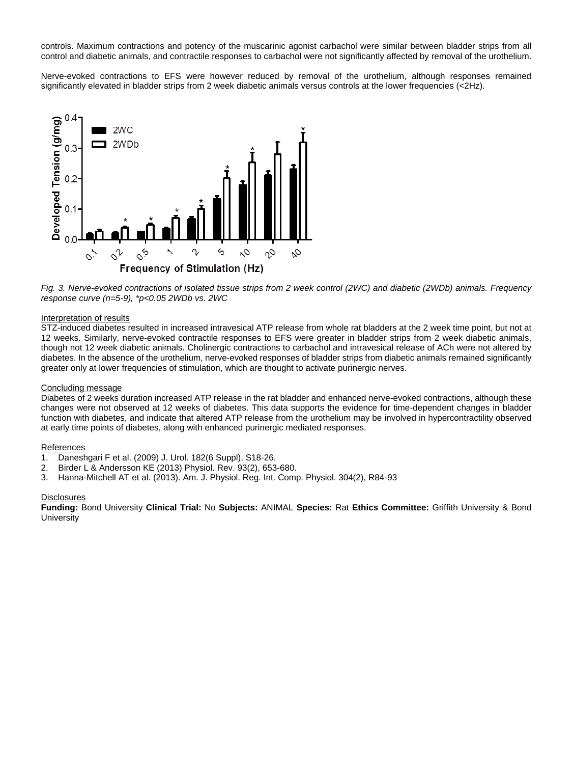controls. Maximum contractions and potency of the muscarinic agonist carbachol were similar between bladder strips from all control and diabetic animals, and contractile responses to carbachol were not significantly affected by removal of the urothelium.

Nerve-evoked contractions to EFS were however reduced by removal of the urothelium, although responses remained significantly elevated in bladder strips from 2 week diabetic animals versus controls at the lower frequencies (<2Hz).

Developed Tension (g/mg)
0.4
0.3
0.2
0.1
0.0
2WC
2WDb
0.1
0.2
0.5
1
2
5
10
20
40
Frequency of Stimulation (Hz)

*Fig. 3. Nerve-evoked contractions of isolated tissue strips from 2 week control (2WC) and diabetic (2WDb) animals. Frequency response curve (n=5-9), *p<0.05 2WDb vs. 2WC*

Interpretation of results

STZ-induced diabetes resulted in increased intravesical ATP release from whole rat bladders at the 2 week time point, but not at 12 weeks. Similarly, nerve-evoked contractile responses to EFS were greater in bladder strips from 2 week diabetic animals, though not 12 week diabetic animals. Cholinergic contractions to carbachol and intravesical release of ACh were not altered by diabetes. In the absence of the urothelium, nerve-evoked responses of bladder strips from diabetic animals remained significantly greater only at lower frequencies of stimulation, which are thought to activate purinergic nerves.

Concluding message

Diabetes of 2 weeks duration increased ATP release in the rat bladder and enhanced nerve-evoked contractions, although these changes were not observed at 12 weeks of diabetes. This data supports the evidence for time-dependent changes in bladder function with diabetes, and indicate that altered ATP release from the urothelium may be involved in hypercontractility observed at early time points of diabetes, along with enhanced purinergic mediated responses.

References

1. Daneshgari F et al. (2009) J. Urol. 182(6 Suppl), S18-26.
2. Birder L & Andersson KE (2013) Physiol. Rev. 93(2), 653-680.
3. Hanna-Mitchell AT et al. (2013). Am. J. Physiol. Reg. Int. Comp. Physiol. 304(2), R84-93

Disclosures

**Funding:** Bond University **Clinical Trial:** No **Subjects:** ANIMAL **Species:** Rat **Ethics Committee:** Griffith University & Bond University